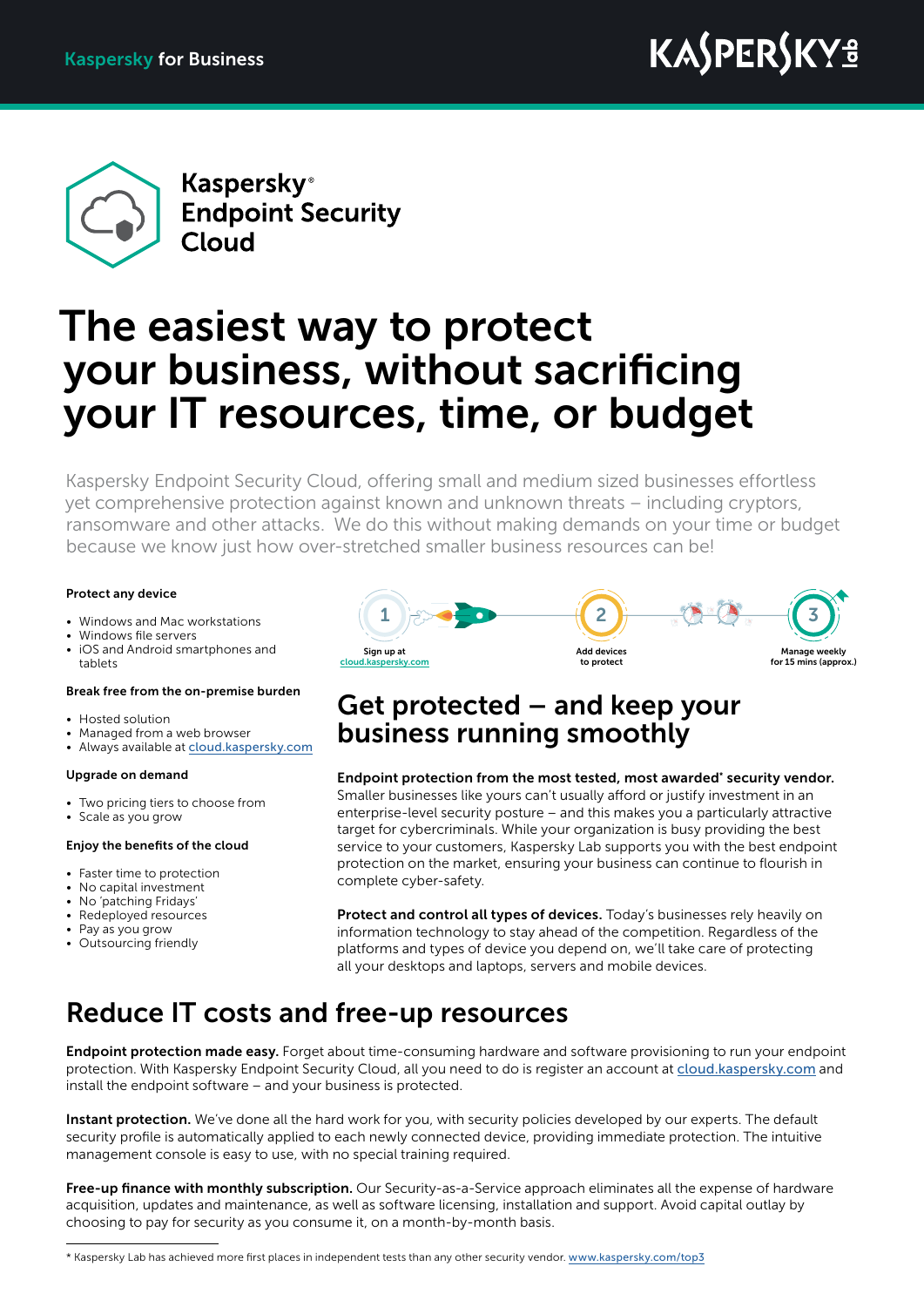Kaspersky for Business

# Kaspersky® Endpoint Security Cloud

# The easiest way to protect your business, without sacrificing your IT resources, time, or budget

Kaspersky Endpoint Security Cloud, offering small and medium sized businesses effortless yet comprehensive protection against known and unknown threats – including cryptors, ransomware and other attacks. We do this without making demands on your time or budget because we know just how over-stretched smaller business resources can be!

**Protect any device**

- Windows and Mac workstations
- Windows file servers
- iOS and Android smartphones and tablets

**Break free from the on-premise burden**

- Hosted solution
- Managed from a web browser
- Always available at cloud.kaspersky.com

**Upgrade on demand**

- Two pricing tiers to choose from
- Scale as you grow

**Enjoy the benefits of the cloud**

- Faster time to protection
- No capital investment
- No 'patching Fridays'
- Redeployed resources
- Pay as you grow
- Outsourcing friendly

1. Sign up at cloud.kaspersky.com
2. Add devices to protect
3. Manage weekly for 15 mins (approx.)

## Get protected – and keep your business running smoothly

**Endpoint protection from the most tested, most awarded* security vendor.** Smaller businesses like yours can't usually afford or justify investment in an enterprise-level security posture – and this makes you a particularly attractive target for cybercriminals. While your organization is busy providing the best service to your customers, Kaspersky Lab supports you with the best endpoint protection on the market, ensuring your business can continue to flourish in complete cyber-safety.

**Protect and control all types of devices.** Today's businesses rely heavily on information technology to stay ahead of the competition. Regardless of the platforms and types of device you depend on, we'll take care of protecting all your desktops and laptops, servers and mobile devices.

## Reduce IT costs and free-up resources

**Endpoint protection made easy.** Forget about time-consuming hardware and software provisioning to run your endpoint protection. With Kaspersky Endpoint Security Cloud, all you need to do is register an account at cloud.kaspersky.com and install the endpoint software – and your business is protected.

**Instant protection.** We've done all the hard work for you, with security policies developed by our experts. The default security profile is automatically applied to each newly connected device, providing immediate protection. The intuitive management console is easy to use, with no special training required.

**Free-up finance with monthly subscription.** Our Security-as-a-Service approach eliminates all the expense of hardware acquisition, updates and maintenance, as well as software licensing, installation and support. Avoid capital outlay by choosing to pay for security as you consume it, on a month-by-month basis.

---

* Kaspersky Lab has achieved more first places in independent tests than any other security vendor. www.kaspersky.com/top3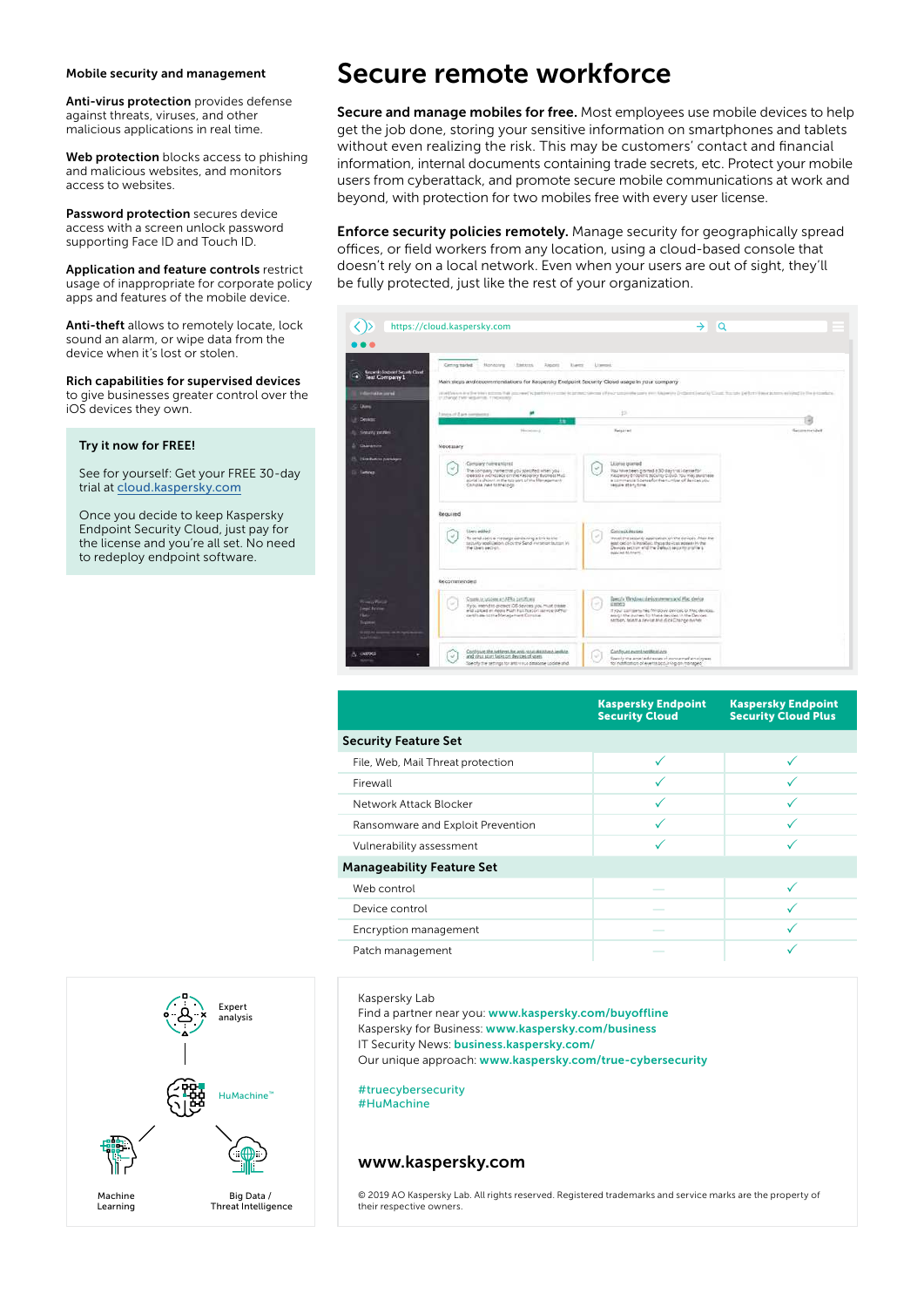**Mobile security and management**

**Anti-virus protection** provides defense against threats, viruses, and other malicious applications in real time.

**Web protection** blocks access to phishing and malicious websites, and monitors access to websites.

**Password protection** secures device access with a screen unlock password supporting Face ID and Touch ID.

**Application and feature controls** restrict usage of inappropriate for corporate policy apps and features of the mobile device.

**Anti-theft** allows to remotely locate, lock sound an alarm, or wipe data from the device when it's lost or stolen.

**Rich capabilities for supervised devices** to give businesses greater control over the iOS devices they own.

**Try it now for FREE!**

See for yourself: Get your FREE 30-day trial at cloud.kaspersky.com

Once you decide to keep Kaspersky Endpoint Security Cloud, just pay for the license and you're all set. No need to redeploy endpoint software.

# Secure remote workforce

**Secure and manage mobiles for free.** Most employees use mobile devices to help get the job done, storing your sensitive information on smartphones and tablets without even realizing the risk. This may be customers' contact and financial information, internal documents containing trade secrets, etc. Protect your mobile users from cyberattack, and promote secure mobile communications at work and beyond, with protection for two mobiles free with every user license.

**Enforce security policies remotely.** Manage security for geographically spread offices, or field workers from any location, using a cloud-based console that doesn't rely on a local network. Even when your users are out of sight, they'll be fully protected, just like the rest of your organization.

| | Kaspersky Endpoint Security Cloud | Kaspersky Endpoint Security Cloud Plus |
|---|---|---|
| **Security Feature Set** | | |
| File, Web, Mail Threat protection | ✓ | ✓ |
| Firewall | ✓ | ✓ |
| Network Attack Blocker | ✓ | ✓ |
| Ransomware and Exploit Prevention | ✓ | ✓ |
| Vulnerability assessment | ✓ | ✓ |
| **Manageability Feature Set** | | |
| Web control | — | ✓ |
| Device control | — | ✓ |
| Encryption management | — | ✓ |
| Patch management | — | ✓ |

Expert analysis

HuMachine™

Machine Learning

Big Data / Threat Intelligence

Kaspersky Lab
Find a partner near you: www.kaspersky.com/buyoffline
Kaspersky for Business: www.kaspersky.com/business
IT Security News: business.kaspersky.com/
Our unique approach: www.kaspersky.com/true-cybersecurity

#truecybersecurity
#HuMachine

**www.kaspersky.com**

© 2019 AO Kaspersky Lab. All rights reserved. Registered trademarks and service marks are the property of their respective owners.